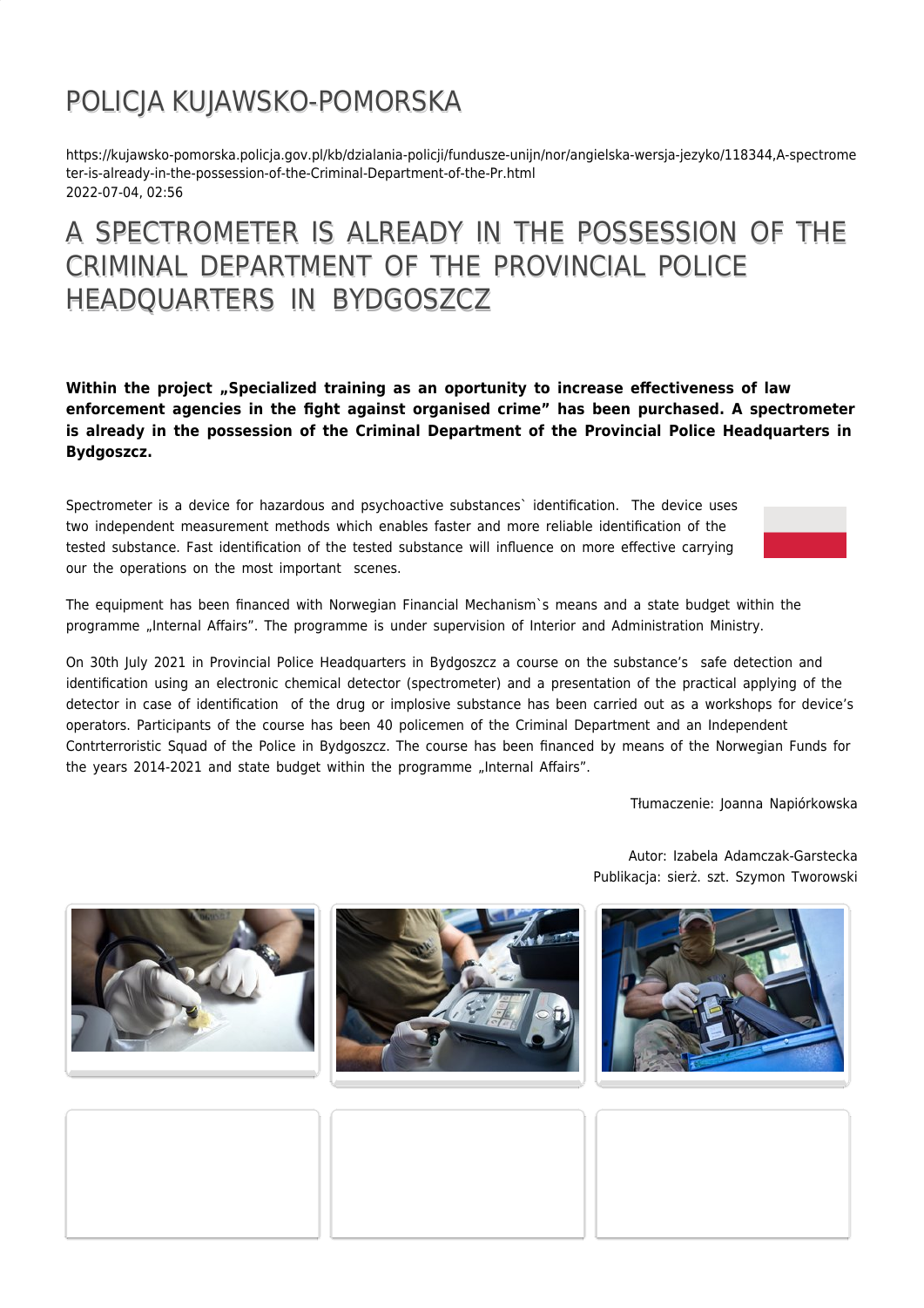# POLICJA KUJAWSKO-POMORSKA

https://kujawsko-pomorska.policja.gov.pl/kb/dzialania-policji/fundusze-unijn/nor/angielska-wersja-jezyko/118344,A-spectrometer-is-already-in-the-possession-of-the-Criminal-Department-of-the-Pr.html
2022-07-04, 02:56

## A SPECTROMETER IS ALREADY IN THE POSSESSION OF THE CRIMINAL DEPARTMENT OF THE PROVINCIAL POLICE HEADQUARTERS IN BYDGOSZCZ

**Within the project „Specialized training as an oportunity to increase effectiveness of law enforcement agencies in the fight against organised crime" has been purchased. A spectrometer is already in the possession of the Criminal Department of the Provincial Police Headquarters in Bydgoszcz.**

Spectrometer is a device for hazardous and psychoactive substances` identification. The device uses two independent measurement methods which enables faster and more reliable identification of the tested substance. Fast identification of the tested substance will influence on more effective carrying our the operations on the most important scenes.

The equipment has been financed with Norwegian Financial Mechanism`s means and a state budget within the programme „Internal Affairs". The programme is under supervision of Interior and Administration Ministry.

On 30th July 2021 in Provincial Police Headquarters in Bydgoszcz a course on the substance's safe detection and identification using an electronic chemical detector (spectrometer) and a presentation of the practical applying of the detector in case of identification of the drug or implosive substance has been carried out as a workshops for device's operators. Participants of the course has been 40 policemen of the Criminal Department and an Independent Contrterroristic Squad of the Police in Bydgoszcz. The course has been financed by means of the Norwegian Funds for the years 2014-2021 and state budget within the programme „Internal Affairs".

Tłumaczenie: Joanna Napiórkowska

Autor: Izabela Adamczak-Garstecka
Publikacja: sierż. szt. Szymon Tworowski